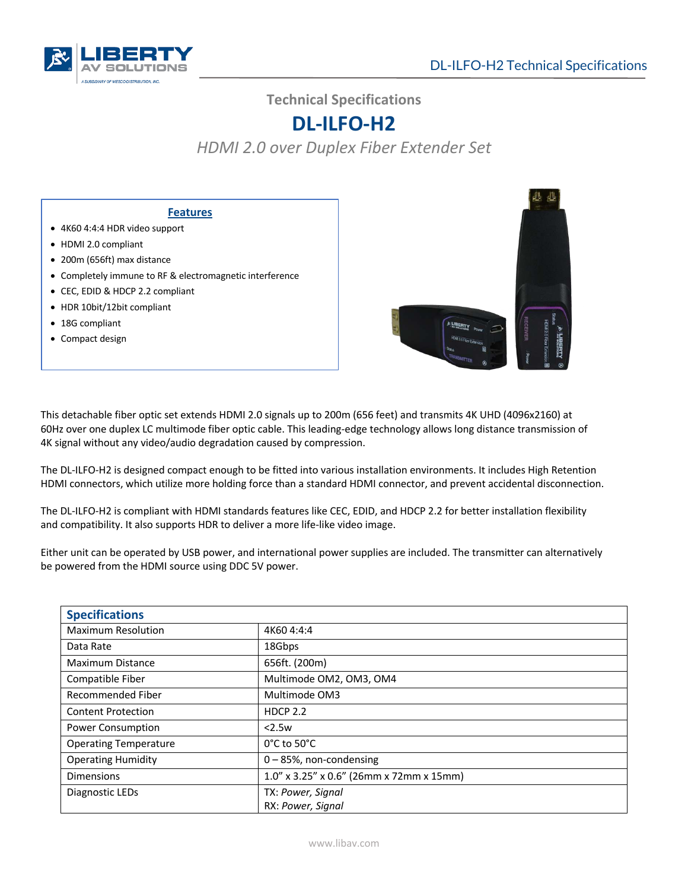# Technical Specifications

# DL-ILFO-H2

*HDMI 2.0 over Duplex Fiber Extender Set*

## Features

- 4K60 4:4:4 HDR video support
- HDMI 2.0 compliant
- 200m (656ft) max distance
- Completely immune to RF & electromagnetic interference
- CEC, EDID & HDCP 2.2 compliant
- HDR 10bit/12bit compliant
- 18G compliant
- Compact design

This detachable fiber optic set extends HDMI 2.0 signals up to 200m (656 feet) and transmits 4K UHD (4096x2160) at 60Hz over one duplex LC multimode fiber optic cable. This leading-edge technology allows long distance transmission of 4K signal without any video/audio degradation caused by compression.

The DL-ILFO-H2 is designed compact enough to be fitted into various installation environments. It includes High Retention HDMI connectors, which utilize more holding force than a standard HDMI connector, and prevent accidental disconnection.

The DL-ILFO-H2 is compliant with HDMI standards features like CEC, EDID, and HDCP 2.2 for better installation flexibility and compatibility. It also supports HDR to deliver a more life-like video image.

Either unit can be operated by USB power, and international power supplies are included. The transmitter can alternatively be powered from the HDMI source using DDC 5V power.

| Specifications | |
|---|---|
| Maximum Resolution | 4K60 4:4:4 |
| Data Rate | 18Gbps |
| Maximum Distance | 656ft. (200m) |
| Compatible Fiber | Multimode OM2, OM3, OM4 |
| Recommended Fiber | Multimode OM3 |
| Content Protection | HDCP 2.2 |
| Power Consumption | <2.5w |
| Operating Temperature | 0°C to 50°C |
| Operating Humidity | 0 – 85%, non-condensing |
| Dimensions | 1.0" x 3.25" x 0.6" (26mm x 72mm x 15mm) |
| Diagnostic LEDs | TX: *Power, Signal*<br>RX: *Power, Signal* |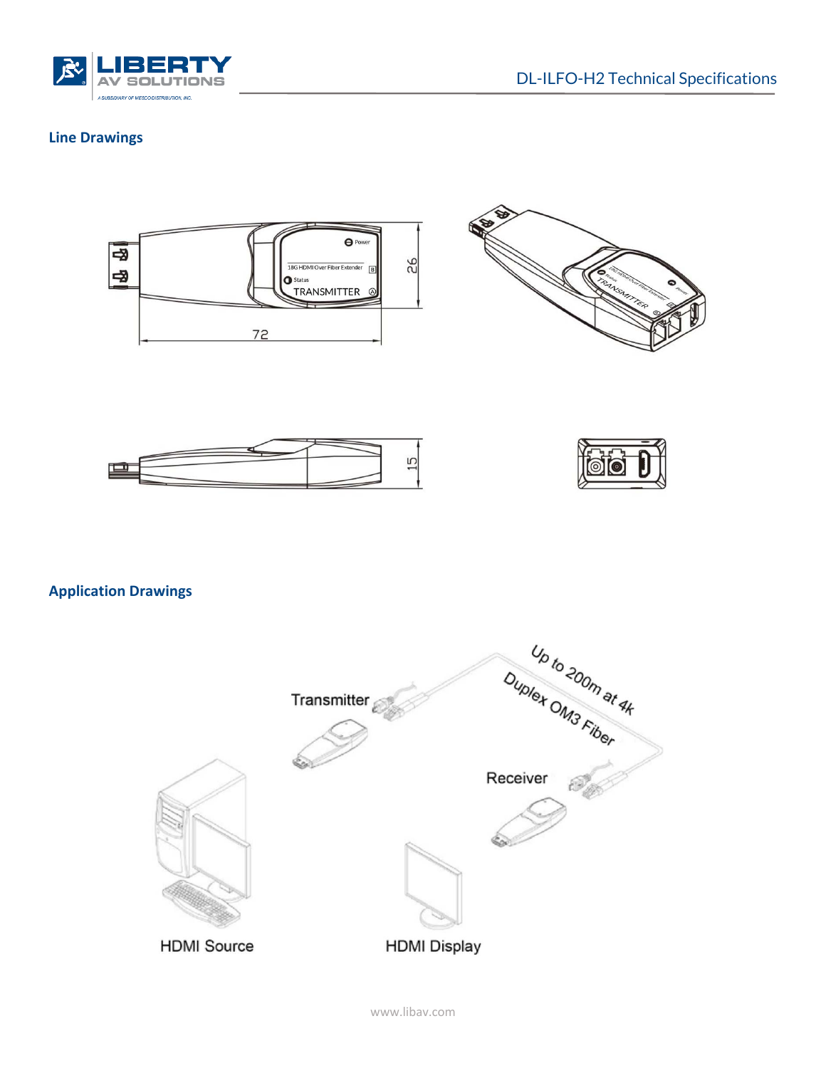## Line Drawings

## Application Drawings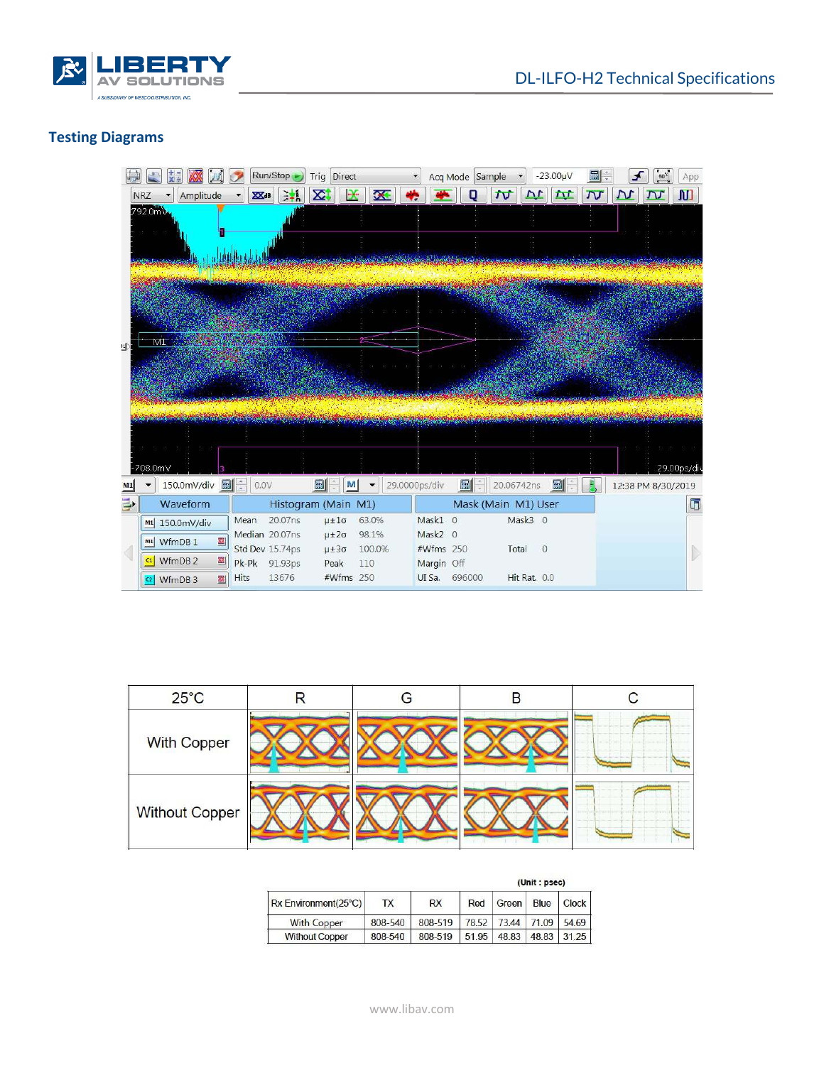## Testing Diagrams

Waveform | Histogram (Main M1) | Mask (Main M1) User

| 150.0mV/div | Mean 20.07ns | μ±1σ 63.0% | Mask1 0 | Mask3 0 |
|---|---|---|---|---|
| WfmDB 1 | Median 20.07ns | μ±2σ 98.1% | Mask2 0 | |
| WfmDB 2 | Std Dev 15.74ps | μ±3σ 100.0% | #Wfms 250 | Total 0 |
| WfmDB 3 | Pk-Pk 91.93ps | Peak 110 | Margin Off | |
| | Hits 13676 | #Wfms 250 | UI Sa. 696000 | Hit Rat. 0.0 |

| 25°C | R | G | B | C |
|---|---|---|---|---|
| With Copper | | | | |
| Without Copper | | | | |

(Unit : psec)

| Rx Environment(25°C) | TX | RX | Red | Green | Blue | Clock |
|---|---|---|---|---|---|---|
| With Copper | 808-540 | 808-519 | 78.52 | 73.44 | 71.09 | 54.69 |
| Without Copper | 808-540 | 808-519 | 51.95 | 48.83 | 48.83 | 31.25 |